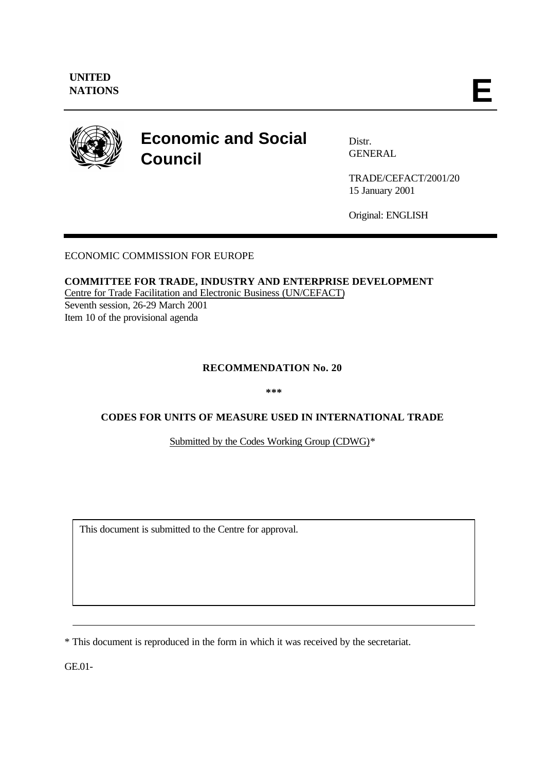UNITED NATIONS

**E**

# Economic and Social Council

Distr.
GENERAL

TRADE/CEFACT/2001/20
15 January 2001

Original: ENGLISH

ECONOMIC COMMISSION FOR EUROPE

**COMMITTEE FOR TRADE, INDUSTRY AND ENTERPRISE DEVELOPMENT**
Centre for Trade Facilitation and Electronic Business (UN/CEFACT)
Seventh session, 26-29 March 2001
Item 10 of the provisional agenda

## RECOMMENDATION No. 20

***

## CODES FOR UNITS OF MEASURE USED IN INTERNATIONAL TRADE

Submitted by the Codes Working Group (CDWG)*

This document is submitted to the Centre for approval.

---

* This document is reproduced in the form in which it was received by the secretariat.

GE.01-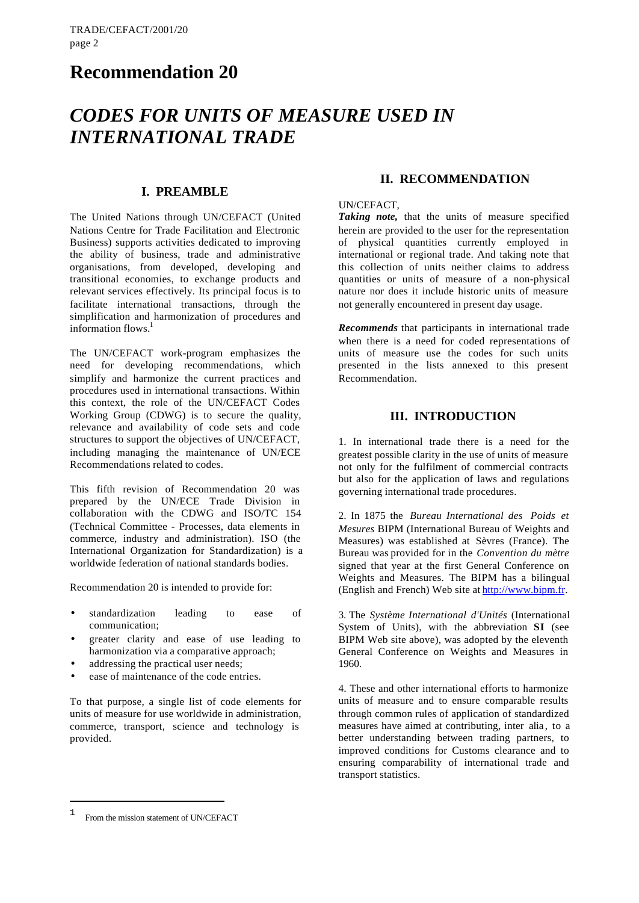# Recommendation 20

# *CODES FOR UNITS OF MEASURE USED IN INTERNATIONAL TRADE*

## I. PREAMBLE

The United Nations through UN/CEFACT (United Nations Centre for Trade Facilitation and Electronic Business) supports activities dedicated to improving the ability of business, trade and administrative organisations, from developed, developing and transitional economies, to exchange products and relevant services effectively. Its principal focus is to facilitate international transactions, through the simplification and harmonization of procedures and information flows.[1]

The UN/CEFACT work-program emphasizes the need for developing recommendations, which simplify and harmonize the current practices and procedures used in international transactions. Within this context, the role of the UN/CEFACT Codes Working Group (CDWG) is to secure the quality, relevance and availability of code sets and code structures to support the objectives of UN/CEFACT, including managing the maintenance of UN/ECE Recommendations related to codes.

This fifth revision of Recommendation 20 was prepared by the UN/ECE Trade Division in collaboration with the CDWG and ISO/TC 154 (Technical Committee - Processes, data elements in commerce, industry and administration). ISO (the International Organization for Standardization) is a worldwide federation of national standards bodies.

Recommendation 20 is intended to provide for:

- standardization leading to ease of communication;
- greater clarity and ease of use leading to harmonization via a comparative approach;
- addressing the practical user needs;
- ease of maintenance of the code entries.

To that purpose, a single list of code elements for units of measure for use worldwide in administration, commerce, transport, science and technology is provided.

## II. RECOMMENDATION

UN/CEFACT,

***Taking note,*** that the units of measure specified herein are provided to the user for the representation of physical quantities currently employed in international or regional trade. And taking note that this collection of units neither claims to address quantities or units of measure of a non-physical nature nor does it include historic units of measure not generally encountered in present day usage.

***Recommends*** that participants in international trade when there is a need for coded representations of units of measure use the codes for such units presented in the lists annexed to this present Recommendation.

## III. INTRODUCTION

1. In international trade there is a need for the greatest possible clarity in the use of units of measure not only for the fulfilment of commercial contracts but also for the application of laws and regulations governing international trade procedures.

2. In 1875 the *Bureau International des Poids et Mesures* BIPM (International Bureau of Weights and Measures) was established at Sèvres (France). The Bureau was provided for in the *Convention du mètre* signed that year at the first General Conference on Weights and Measures. The BIPM has a bilingual (English and French) Web site at http://www.bipm.fr.

3. The *Système International d'Unités* (International System of Units), with the abbreviation **SI** (see BIPM Web site above), was adopted by the eleventh General Conference on Weights and Measures in 1960.

4. These and other international efforts to harmonize units of measure and to ensure comparable results through common rules of application of standardized measures have aimed at contributing, inter alia, to a better understanding between trading partners, to improved conditions for Customs clearance and to ensuring comparability of international trade and transport statistics.

---

[1] From the mission statement of UN/CEFACT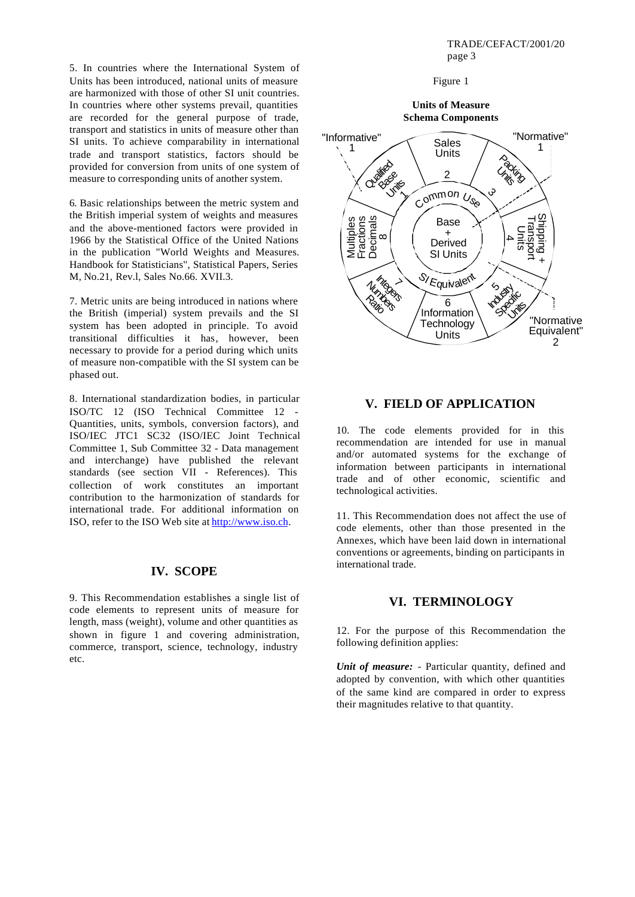5. In countries where the International System of Units has been introduced, national units of measure are harmonized with those of other SI unit countries. In countries where other systems prevail, quantities are recorded for the general purpose of trade, transport and statistics in units of measure other than SI units. To achieve comparability in international trade and transport statistics, factors should be provided for conversion from units of one system of measure to corresponding units of another system.

6. Basic relationships between the metric system and the British imperial system of weights and measures and the above-mentioned factors were provided in 1966 by the Statistical Office of the United Nations in the publication "World Weights and Measures. Handbook for Statisticians", Statistical Papers, Series M, No.21, Rev.l, Sales No.66. XVII.3.

7. Metric units are being introduced in nations where the British (imperial) system prevails and the SI system has been adopted in principle. To avoid transitional difficulties it has, however, been necessary to provide for a period during which units of measure non-compatible with the SI system can be phased out.

8. International standardization bodies, in particular ISO/TC 12 (ISO Technical Committee 12 - Quantities, units, symbols, conversion factors), and ISO/IEC JTC1 SC32 (ISO/IEC Joint Technical Committee 1, Sub Committee 32 - Data management and interchange) have published the relevant standards (see section VII - References). This collection of work constitutes an important contribution to the harmonization of standards for international trade. For additional information on ISO, refer to the ISO Web site at http://www.iso.ch.

## IV. SCOPE

9. This Recommendation establishes a single list of code elements to represent units of measure for length, mass (weight), volume and other quantities as shown in figure 1 and covering administration, commerce, transport, science, technology, industry etc.

Figure 1

**Units of Measure Schema Components**

"Informative" 1

"Normative" 1

"Normative Equivalent" 2

Sales Units 2

Packing Units 3

Shipping + Transport Units 4

Industry Specific Units 5

6 Information Technology Units

Integers Numbers Ratio 7

Multiples Fractions Decimals 8

Qualified Base Units 1

Common Use

SI Equivalent

Base + Derived SI Units

## V. FIELD OF APPLICATION

10. The code elements provided for in this recommendation are intended for use in manual and/or automated systems for the exchange of information between participants in international trade and of other economic, scientific and technological activities.

11. This Recommendation does not affect the use of code elements, other than those presented in the Annexes, which have been laid down in international conventions or agreements, binding on participants in international trade.

## VI. TERMINOLOGY

12. For the purpose of this Recommendation the following definition applies:

***Unit of measure:*** - Particular quantity, defined and adopted by convention, with which other quantities of the same kind are compared in order to express their magnitudes relative to that quantity.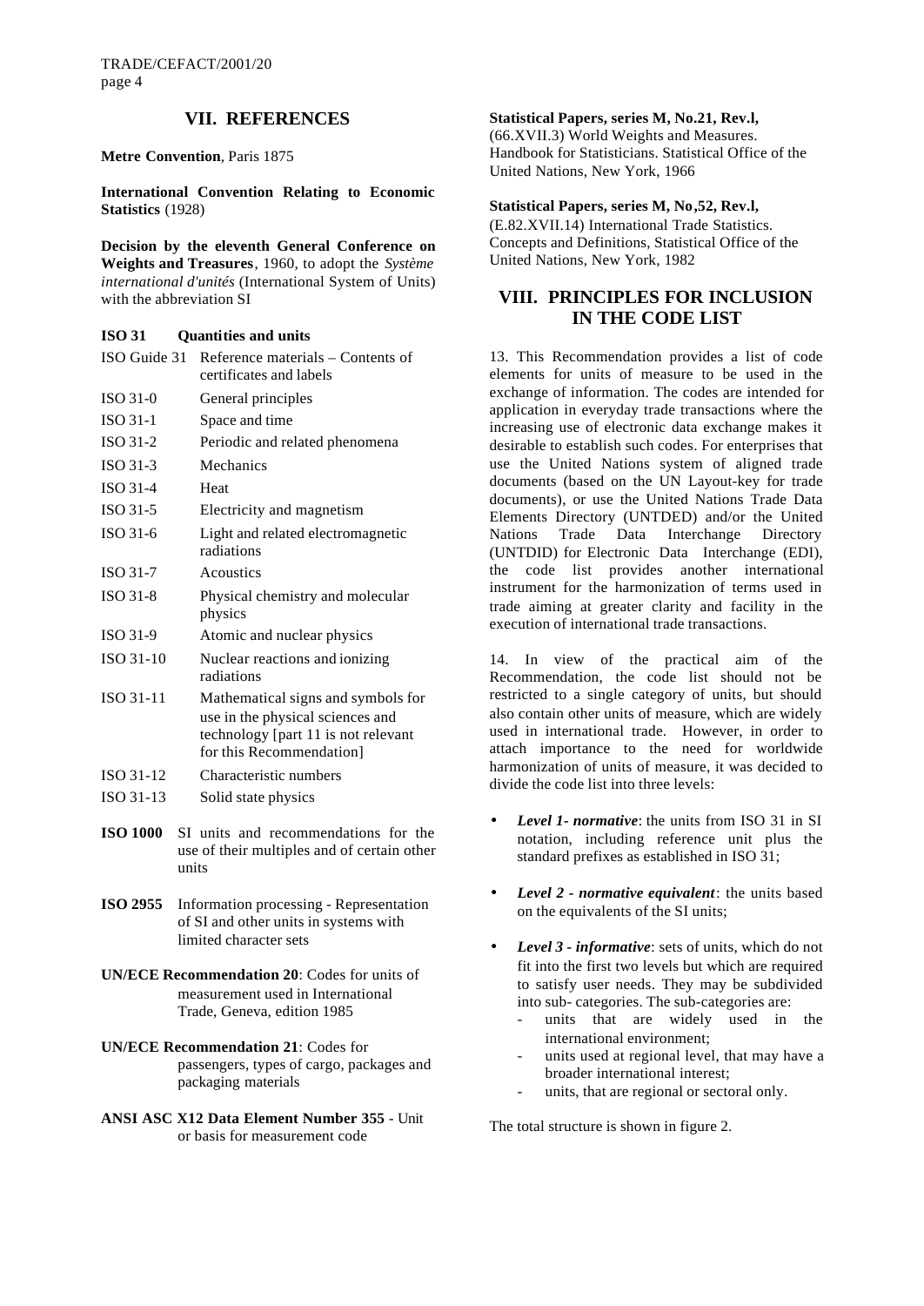## VII. REFERENCES

**Metre Convention**, Paris 1875

**International Convention Relating to Economic Statistics** (1928)

**Decision by the eleventh General Conference on Weights and Treasures**, 1960, to adopt the *Système international d'unités* (International System of Units) with the abbreviation SI

**ISO 31 Quantities and units**

| | |
|---|---|
| ISO Guide 31 | Reference materials – Contents of certificates and labels |
| ISO 31-0 | General principles |
| ISO 31-1 | Space and time |
| ISO 31-2 | Periodic and related phenomena |
| ISO 31-3 | Mechanics |
| ISO 31-4 | Heat |
| ISO 31-5 | Electricity and magnetism |
| ISO 31-6 | Light and related electromagnetic radiations |
| ISO 31-7 | Acoustics |
| ISO 31-8 | Physical chemistry and molecular physics |
| ISO 31-9 | Atomic and nuclear physics |
| ISO 31-10 | Nuclear reactions and ionizing radiations |
| ISO 31-11 | Mathematical signs and symbols for use in the physical sciences and technology [part 11 is not relevant for this Recommendation] |
| ISO 31-12 | Characteristic numbers |
| ISO 31-13 | Solid state physics |

**ISO 1000** SI units and recommendations for the use of their multiples and of certain other units

**ISO 2955** Information processing - Representation of SI and other units in systems with limited character sets

**UN/ECE Recommendation 20**: Codes for units of measurement used in International Trade, Geneva, edition 1985

**UN/ECE Recommendation 21**: Codes for passengers, types of cargo, packages and packaging materials

**ANSI ASC X12 Data Element Number 355** - Unit or basis for measurement code

**Statistical Papers, series M, No.21, Rev.l,** (66.XVII.3) World Weights and Measures. Handbook for Statisticians. Statistical Office of the United Nations, New York, 1966

**Statistical Papers, series M, No,52, Rev.l,** (E.82.XVII.14) International Trade Statistics. Concepts and Definitions, Statistical Office of the United Nations, New York, 1982

## VIII. PRINCIPLES FOR INCLUSION IN THE CODE LIST

13. This Recommendation provides a list of code elements for units of measure to be used in the exchange of information. The codes are intended for application in everyday trade transactions where the increasing use of electronic data exchange makes it desirable to establish such codes. For enterprises that use the United Nations system of aligned trade documents (based on the UN Layout-key for trade documents), or use the United Nations Trade Data Elements Directory (UNTDED) and/or the United Nations Trade Data Interchange Directory (UNTDID) for Electronic Data Interchange (EDI), the code list provides another international instrument for the harmonization of terms used in trade aiming at greater clarity and facility in the execution of international trade transactions.

14. In view of the practical aim of the Recommendation, the code list should not be restricted to a single category of units, but should also contain other units of measure, which are widely used in international trade. However, in order to attach importance to the need for worldwide harmonization of units of measure, it was decided to divide the code list into three levels:

- ***Level 1- normative***: the units from ISO 31 in SI notation, including reference unit plus the standard prefixes as established in ISO 31;
- ***Level 2 - normative equivalent***: the units based on the equivalents of the SI units;
- ***Level 3 - informative***: sets of units, which do not fit into the first two levels but which are required to satisfy user needs. They may be subdivided into sub- categories. The sub-categories are:
  - units that are widely used in the international environment;
  - units used at regional level, that may have a broader international interest;
  - units, that are regional or sectoral only.

The total structure is shown in figure 2.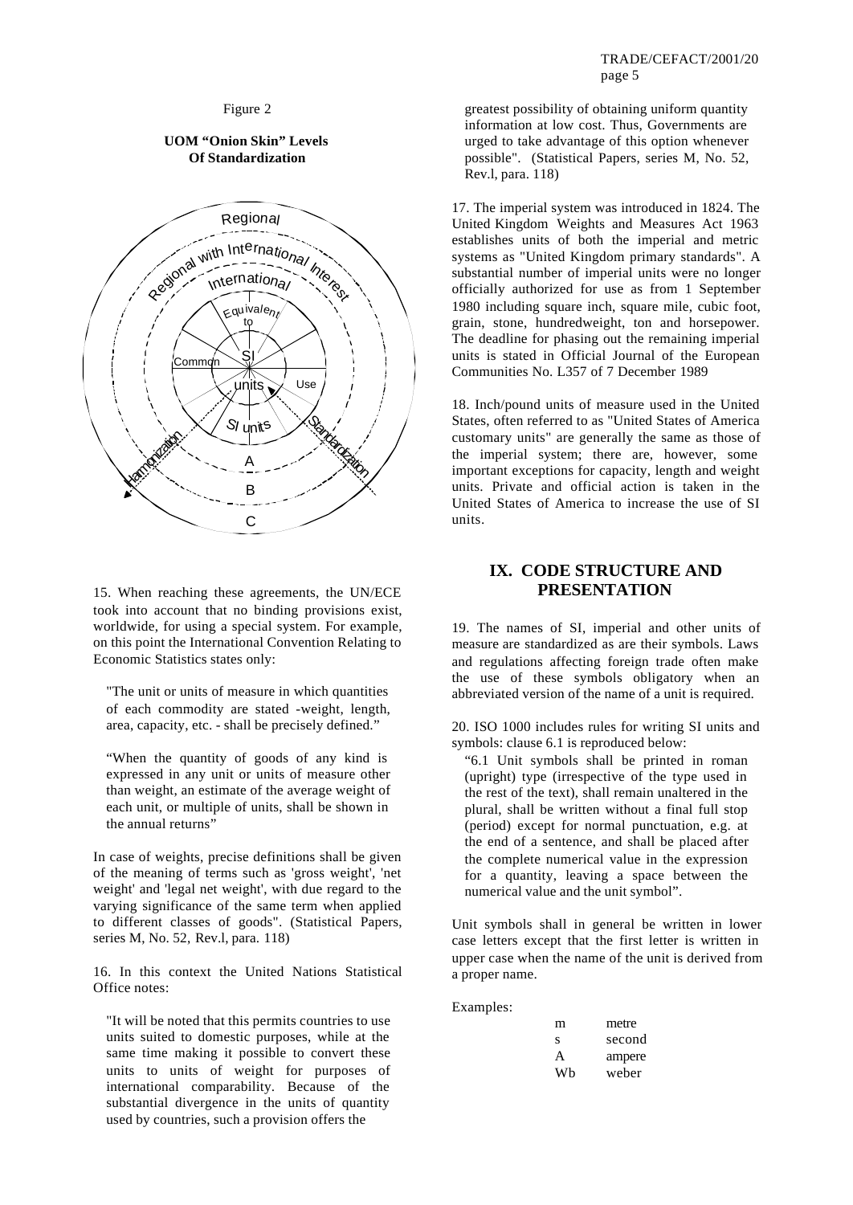Figure 2

**UOM "Onion Skin" Levels Of Standardization**

Regional

Regional with International Interest

International

Equivalent to

SI

Common

units

Use

SI units

Harmonization

Standardization

A

B

C

15. When reaching these agreements, the UN/ECE took into account that no binding provisions exist, worldwide, for using a special system. For example, on this point the International Convention Relating to Economic Statistics states only:

"The unit or units of measure in which quantities of each commodity are stated -weight, length, area, capacity, etc. - shall be precisely defined."

"When the quantity of goods of any kind is expressed in any unit or units of measure other than weight, an estimate of the average weight of each unit, or multiple of units, shall be shown in the annual returns"

In case of weights, precise definitions shall be given of the meaning of terms such as 'gross weight', 'net weight' and 'legal net weight', with due regard to the varying significance of the same term when applied to different classes of goods". (Statistical Papers, series M, No. 52, Rev.l, para. 118)

16. In this context the United Nations Statistical Office notes:

"It will be noted that this permits countries to use units suited to domestic purposes, while at the same time making it possible to convert these units to units of weight for purposes of international comparability. Because of the substantial divergence in the units of quantity used by countries, such a provision offers the greatest possibility of obtaining uniform quantity information at low cost. Thus, Governments are urged to take advantage of this option whenever possible". (Statistical Papers, series M, No. 52, Rev.l, para. 118)

17. The imperial system was introduced in 1824. The United Kingdom Weights and Measures Act 1963 establishes units of both the imperial and metric systems as "United Kingdom primary standards". A substantial number of imperial units were no longer officially authorized for use as from 1 September 1980 including square inch, square mile, cubic foot, grain, stone, hundredweight, ton and horsepower. The deadline for phasing out the remaining imperial units is stated in Official Journal of the European Communities No. L357 of 7 December 1989

18. Inch/pound units of measure used in the United States, often referred to as "United States of America customary units" are generally the same as those of the imperial system; there are, however, some important exceptions for capacity, length and weight units. Private and official action is taken in the United States of America to increase the use of SI units.

## IX. CODE STRUCTURE AND PRESENTATION

19. The names of SI, imperial and other units of measure are standardized as are their symbols. Laws and regulations affecting foreign trade often make the use of these symbols obligatory when an abbreviated version of the name of a unit is required.

20. ISO 1000 includes rules for writing SI units and symbols: clause 6.1 is reproduced below:

"6.1 Unit symbols shall be printed in roman (upright) type (irrespective of the type used in the rest of the text), shall remain unaltered in the plural, shall be written without a final full stop (period) except for normal punctuation, e.g. at the end of a sentence, and shall be placed after the complete numerical value in the expression for a quantity, leaving a space between the numerical value and the unit symbol".

Unit symbols shall in general be written in lower case letters except that the first letter is written in upper case when the name of the unit is derived from a proper name.

Examples:

| | |
|---|---|
| m | metre |
| s | second |
| A | ampere |
| Wb | weber |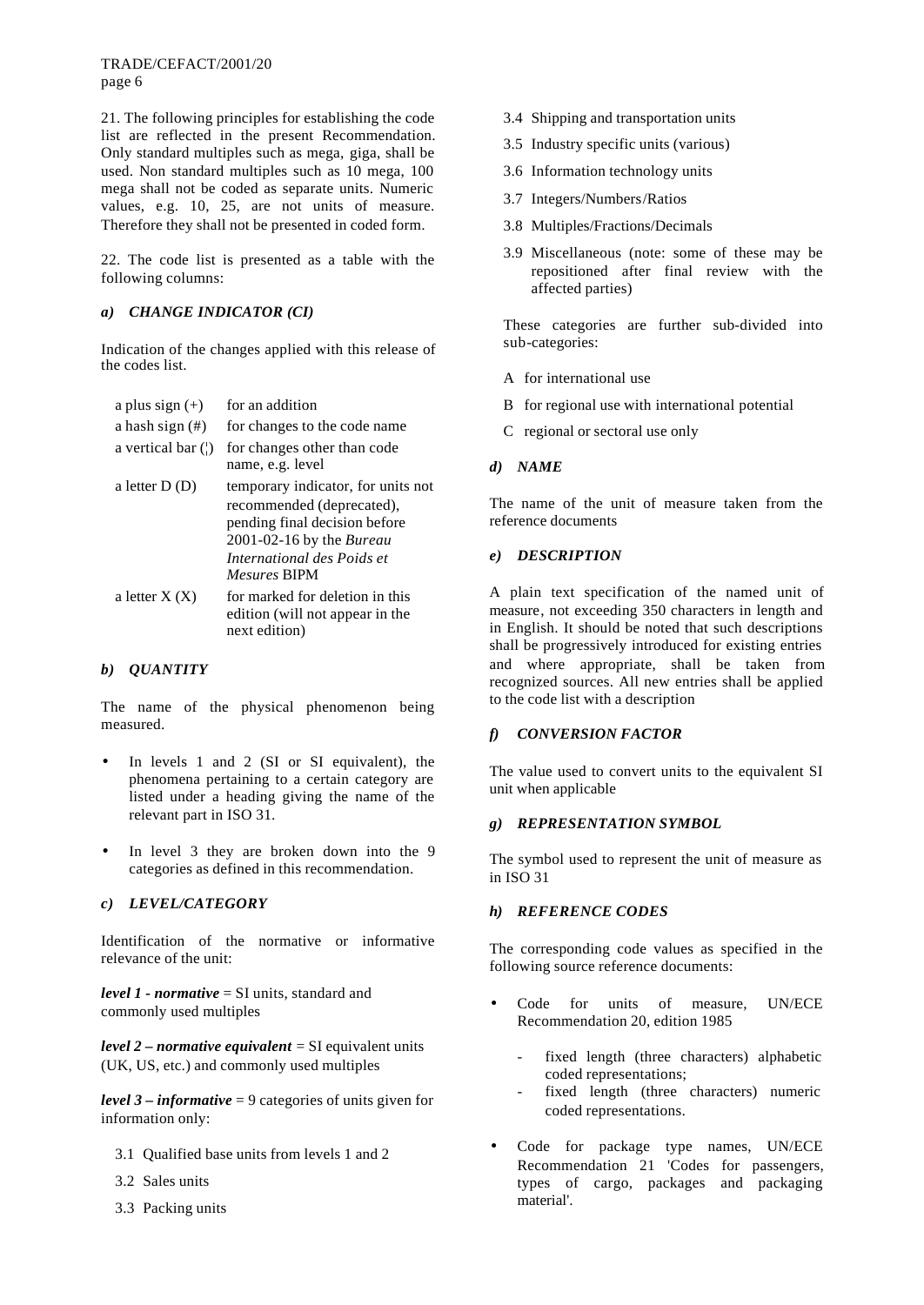21. The following principles for establishing the code list are reflected in the present Recommendation. Only standard multiples such as mega, giga, shall be used. Non standard multiples such as 10 mega, 100 mega shall not be coded as separate units. Numeric values, e.g. 10, 25, are not units of measure. Therefore they shall not be presented in coded form.

22. The code list is presented as a table with the following columns:

### *a) CHANGE INDICATOR (CI)*

Indication of the changes applied with this release of the codes list.

| | |
|---|---|
| a plus sign (+) | for an addition |
| a hash sign (#) | for changes to the code name |
| a vertical bar (¦) | for changes other than code name, e.g. level |
| a letter D (D) | temporary indicator, for units not recommended (deprecated), pending final decision before 2001-02-16 by the *Bureau International des Poids et Mesures* BIPM |
| a letter X (X) | for marked for deletion in this edition (will not appear in the next edition) |

### *b) QUANTITY*

The name of the physical phenomenon being measured.

- In levels 1 and 2 (SI or SI equivalent), the phenomena pertaining to a certain category are listed under a heading giving the name of the relevant part in ISO 31.
- In level 3 they are broken down into the 9 categories as defined in this recommendation.

### *c) LEVEL/CATEGORY*

Identification of the normative or informative relevance of the unit:

***level 1 - normative*** = SI units, standard and commonly used multiples

***level 2 – normative equivalent*** = SI equivalent units (UK, US, etc.) and commonly used multiples

***level 3 – informative*** = 9 categories of units given for information only:

- 3.1 Qualified base units from levels 1 and 2
- 3.2 Sales units
- 3.3 Packing units
- 3.4 Shipping and transportation units
- 3.5 Industry specific units (various)
- 3.6 Information technology units
- 3.7 Integers/Numbers/Ratios
- 3.8 Multiples/Fractions/Decimals
- 3.9 Miscellaneous (note: some of these may be repositioned after final review with the affected parties)

These categories are further sub-divided into sub-categories:

- A for international use
- B for regional use with international potential
- C regional or sectoral use only

### *d) NAME*

The name of the unit of measure taken from the reference documents

### *e) DESCRIPTION*

A plain text specification of the named unit of measure, not exceeding 350 characters in length and in English. It should be noted that such descriptions shall be progressively introduced for existing entries and where appropriate, shall be taken from recognized sources. All new entries shall be applied to the code list with a description

### *f) CONVERSION FACTOR*

The value used to convert units to the equivalent SI unit when applicable

### *g) REPRESENTATION SYMBOL*

The symbol used to represent the unit of measure as in ISO 31

### *h) REFERENCE CODES*

The corresponding code values as specified in the following source reference documents:

- Code for units of measure, UN/ECE Recommendation 20, edition 1985
  - fixed length (three characters) alphabetic coded representations;
  - fixed length (three characters) numeric coded representations.
- Code for package type names, UN/ECE Recommendation 21 'Codes for passengers, types of cargo, packages and packaging material'.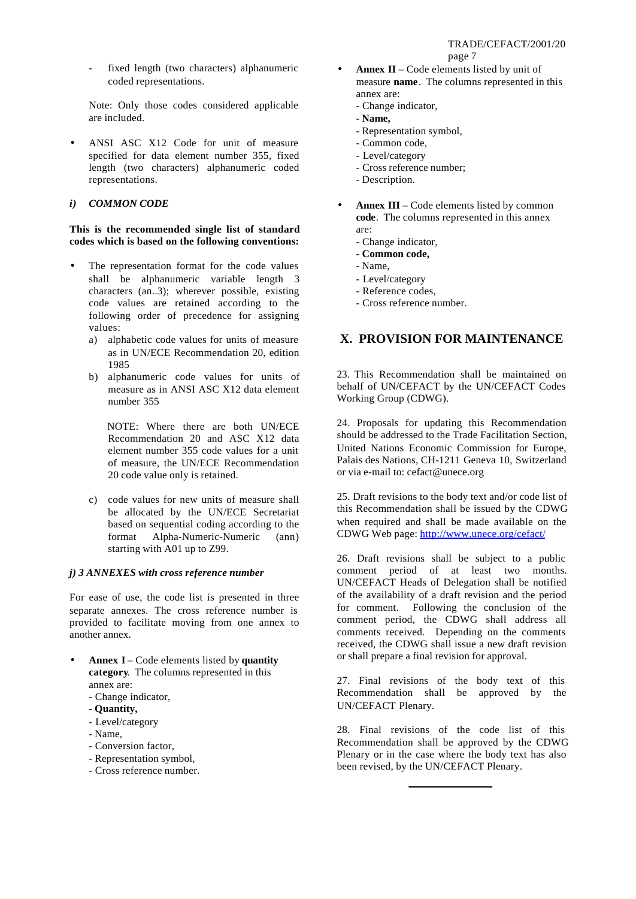- fixed length (two characters) alphanumeric coded representations.

Note: Only those codes considered applicable are included.

- ANSI ASC X12 Code for unit of measure specified for data element number 355, fixed length (two characters) alphanumeric coded representations.

### *i) COMMON CODE*

**This is the recommended single list of standard codes which is based on the following conventions:**

- The representation format for the code values shall be alphanumeric variable length 3 characters (an..3); wherever possible, existing code values are retained according to the following order of precedence for assigning values:
  a) alphabetic code values for units of measure as in UN/ECE Recommendation 20, edition 1985
  b) alphanumeric code values for units of measure as in ANSI ASC X12 data element number 355

     NOTE: Where there are both UN/ECE Recommendation 20 and ASC X12 data element number 355 code values for a unit of measure, the UN/ECE Recommendation 20 code value only is retained.

  c) code values for new units of measure shall be allocated by the UN/ECE Secretariat based on sequential coding according to the format Alpha-Numeric-Numeric (ann) starting with A01 up to Z99.

### *j) 3 ANNEXES with cross reference number*

For ease of use, the code list is presented in three separate annexes. The cross reference number is provided to facilitate moving from one annex to another annex.

- **Annex I** – Code elements listed by **quantity category**. The columns represented in this annex are:
  - Change indicator,
  - **Quantity,**
  - Level/category
  - Name,
  - Conversion factor,
  - Representation symbol,
  - Cross reference number.
- **Annex II** – Code elements listed by unit of measure **name**. The columns represented in this annex are:
  - Change indicator,
  - **Name,**
  - Representation symbol,
  - Common code,
  - Level/category
  - Cross reference number;
  - Description.
- **Annex III** – Code elements listed by common **code**. The columns represented in this annex are:
  - Change indicator,
  - **Common code,**
  - Name,
  - Level/category
  - Reference codes,
  - Cross reference number.

## X. PROVISION FOR MAINTENANCE

23. This Recommendation shall be maintained on behalf of UN/CEFACT by the UN/CEFACT Codes Working Group (CDWG).

24. Proposals for updating this Recommendation should be addressed to the Trade Facilitation Section, United Nations Economic Commission for Europe, Palais des Nations, CH-1211 Geneva 10, Switzerland or via e-mail to: cefact@unece.org

25. Draft revisions to the body text and/or code list of this Recommendation shall be issued by the CDWG when required and shall be made available on the CDWG Web page: http://www.unece.org/cefact/

26. Draft revisions shall be subject to a public comment period of at least two months. UN/CEFACT Heads of Delegation shall be notified of the availability of a draft revision and the period for comment. Following the conclusion of the comment period, the CDWG shall address all comments received. Depending on the comments received, the CDWG shall issue a new draft revision or shall prepare a final revision for approval.

27. Final revisions of the body text of this Recommendation shall be approved by the UN/CEFACT Plenary.

28. Final revisions of the code list of this Recommendation shall be approved by the CDWG Plenary or in the case where the body text has also been revised, by the UN/CEFACT Plenary.